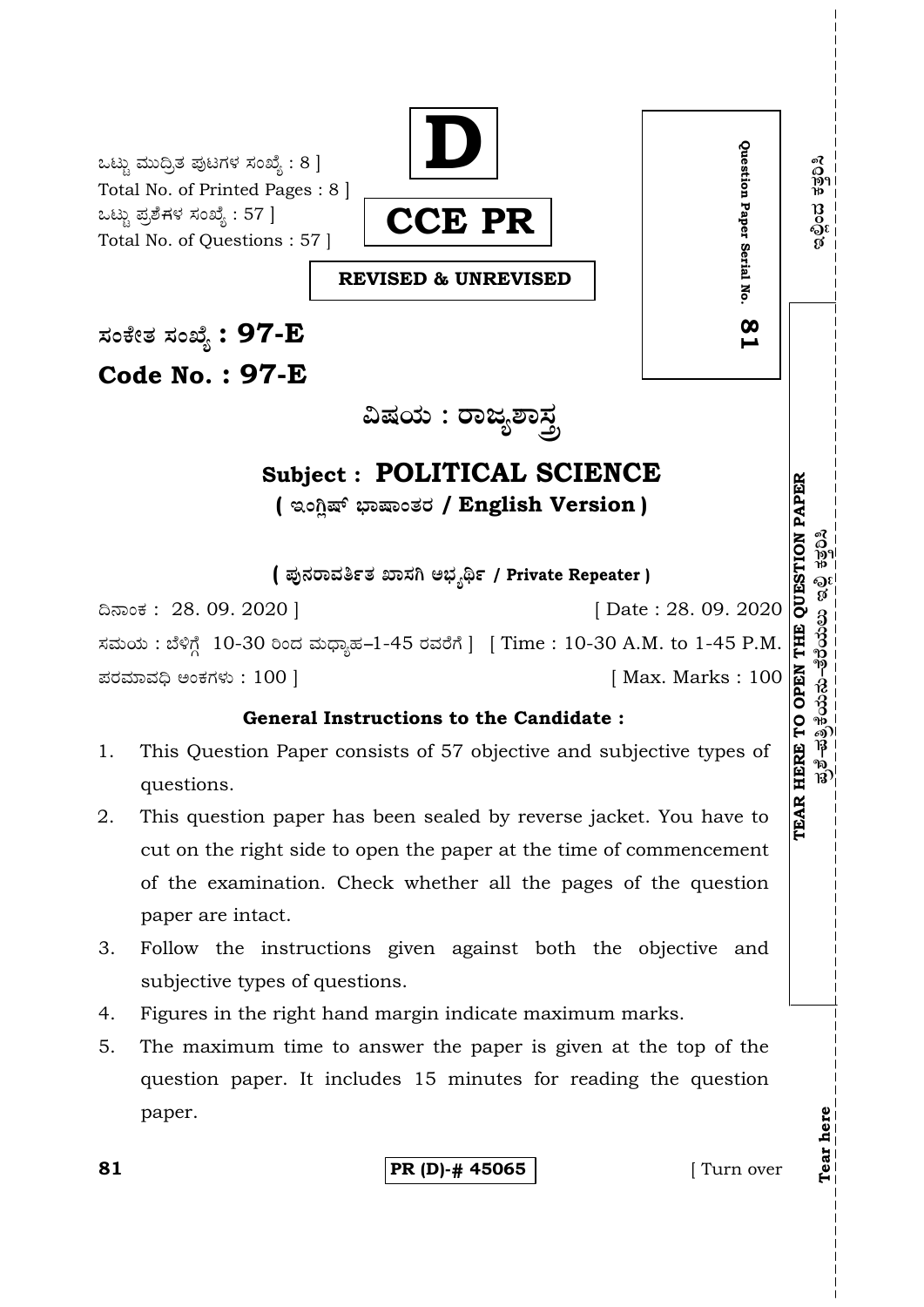ಒಟ್ಟು ಮುದ್ರಿತ ಪುಟಗಳ ಸಂಖ್ಯೆ : 8 ]
Total No. of Printed Pages : 8 ]
ಒಟ್ಟು ಪ್ರಶ್ನೆಗಳ ಸಂಖ್ಯೆ : 57 ]
Total No. of Questions : 57 ]

**D**

**CCE PR**

**REVISED & UNREVISED**

Question Paper Serial No. **81**

ಸಂಕೇತ ಸಂಖ್ಯೆ : **97-E**

**Code No. : 97-E**

## ವಿಷಯ : ರಾಜ್ಯಶಾಸ್ತ್ರ

## Subject : POLITICAL SCIENCE

**( ಇಂಗ್ಲಿಷ್ ಭಾಷಾಂತರ / English Version )**

**( ಪುನರಾವರ್ತಿತ ಖಾಸಗಿ ಅಭ್ಯರ್ಥಿ / Private Repeater )**

ದಿನಾಂಕ : 28. 09. 2020 ] [ Date : 28. 09. 2020

ಸಮಯ : ಬೆಳಿಗ್ಗೆ 10-30 ರಿಂದ ಮಧ್ಯಾಹ್ನ-1-45 ರವರೆಗೆ ] [ Time : 10-30 A.M. to 1-45 P.M.

ಪರಮಾವಧಿ ಅಂಕಗಳು : 100 ] [ Max. Marks : 100

**General Instructions to the Candidate :**

1. This Question Paper consists of 57 objective and subjective types of questions.
2. This question paper has been sealed by reverse jacket. You have to cut on the right side to open the paper at the time of commencement of the examination. Check whether all the pages of the question paper are intact.
3. Follow the instructions given against both the objective and subjective types of questions.
4. Figures in the right hand margin indicate maximum marks.
5. The maximum time to answer the paper is given at the top of the question paper. It includes 15 minutes for reading the question paper.

**TEAR HERE TO OPEN THE QUESTION PAPER**

81 PR (D)-# 45065 [ Turn over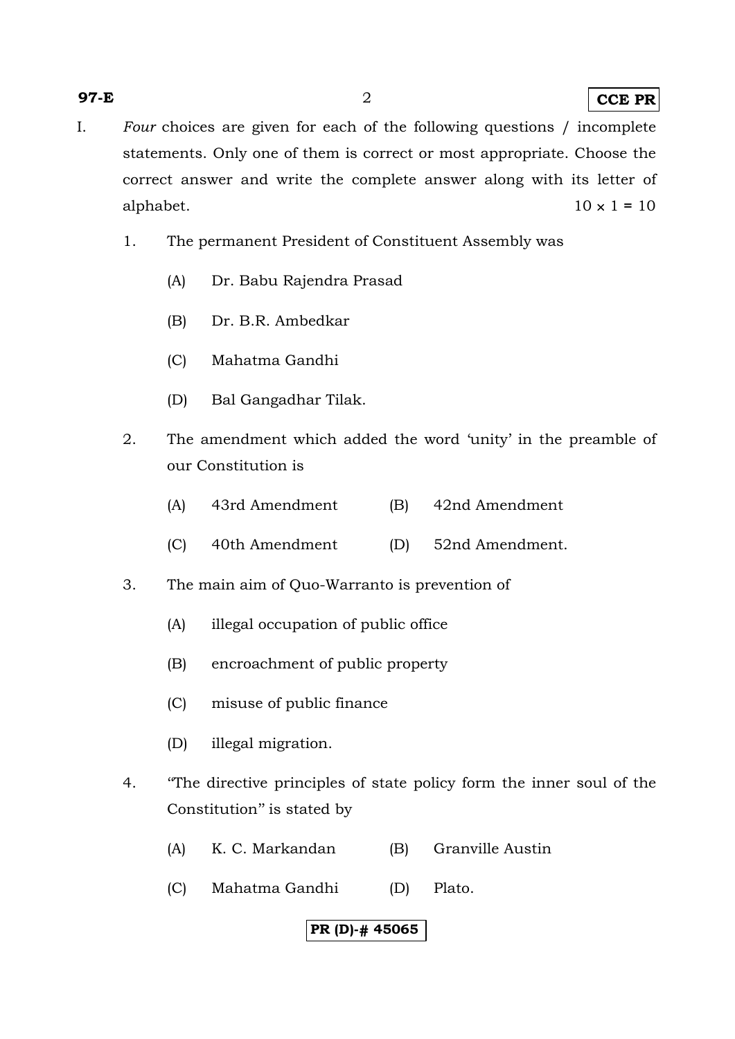I. *Four* choices are given for each of the following questions / incomplete statements. Only one of them is correct or most appropriate. Choose the correct answer and write the complete answer along with its letter of alphabet. $10 \times 1 = 10$

1. The permanent President of Constituent Assembly was

   (A) Dr. Babu Rajendra Prasad

   (B) Dr. B.R. Ambedkar

   (C) Mahatma Gandhi

   (D) Bal Gangadhar Tilak.

2. The amendment which added the word 'unity' in the preamble of our Constitution is

   (A) 43rd Amendment (B) 42nd Amendment

   (C) 40th Amendment (D) 52nd Amendment.

3. The main aim of Quo-Warranto is prevention of

   (A) illegal occupation of public office

   (B) encroachment of public property

   (C) misuse of public finance

   (D) illegal migration.

4. "The directive principles of state policy form the inner soul of the Constitution" is stated by

   (A) K. C. Markandan (B) Granville Austin

   (C) Mahatma Gandhi (D) Plato.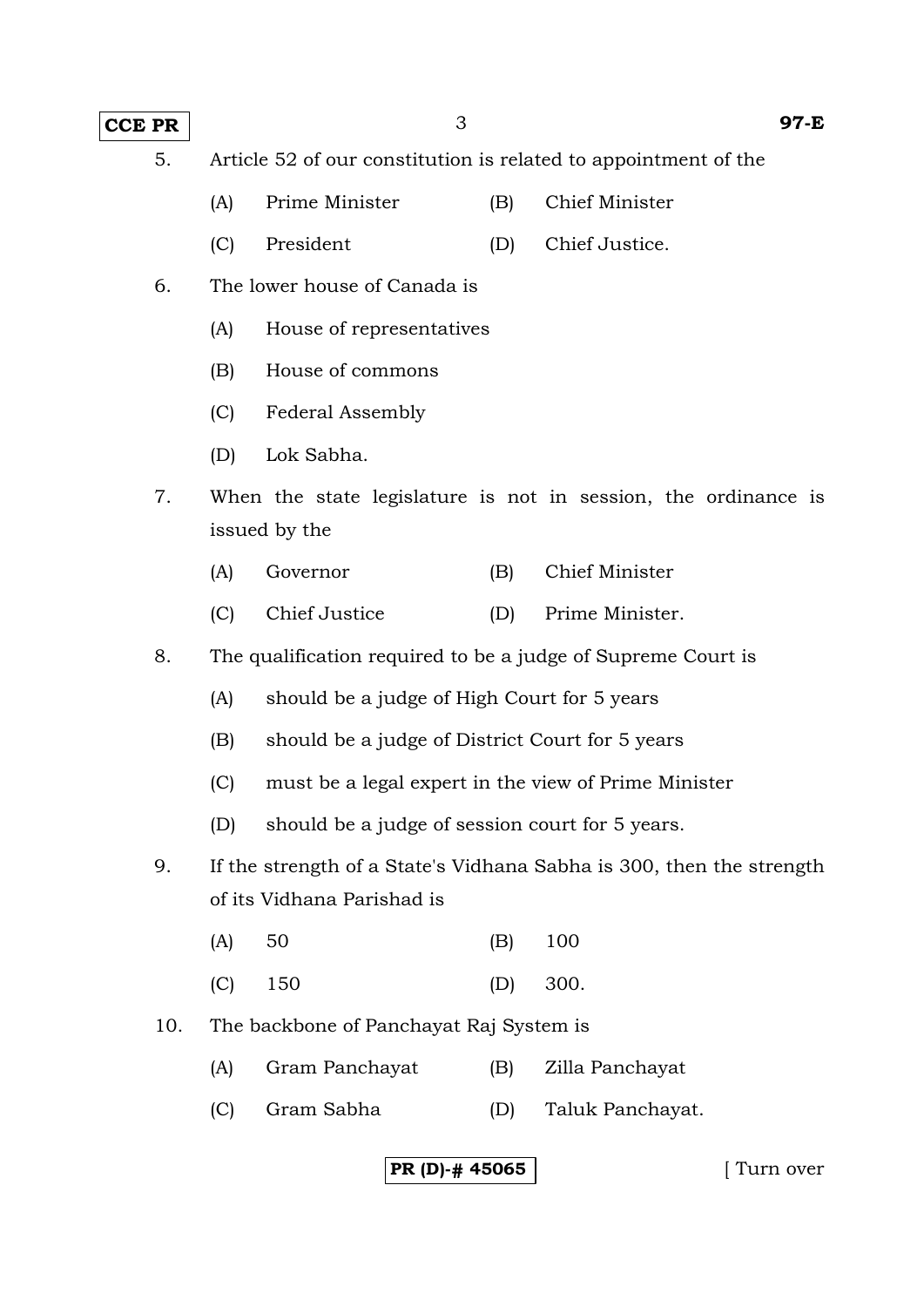5. Article 52 of our constitution is related to appointment of the

   (A) Prime Minister  (B) Chief Minister

   (C) President  (D) Chief Justice.

6. The lower house of Canada is

   (A) House of representatives

   (B) House of commons

   (C) Federal Assembly

   (D) Lok Sabha.

7. When the state legislature is not in session, the ordinance is issued by the

   (A) Governor  (B) Chief Minister

   (C) Chief Justice  (D) Prime Minister.

8. The qualification required to be a judge of Supreme Court is

   (A) should be a judge of High Court for 5 years

   (B) should be a judge of District Court for 5 years

   (C) must be a legal expert in the view of Prime Minister

   (D) should be a judge of session court for 5 years.

9. If the strength of a State's Vidhana Sabha is 300, then the strength of its Vidhana Parishad is

   (A) 50  (B) 100

   (C) 150  (D) 300.

10. The backbone of Panchayat Raj System is

    (A) Gram Panchayat  (B) Zilla Panchayat

    (C) Gram Sabha  (D) Taluk Panchayat.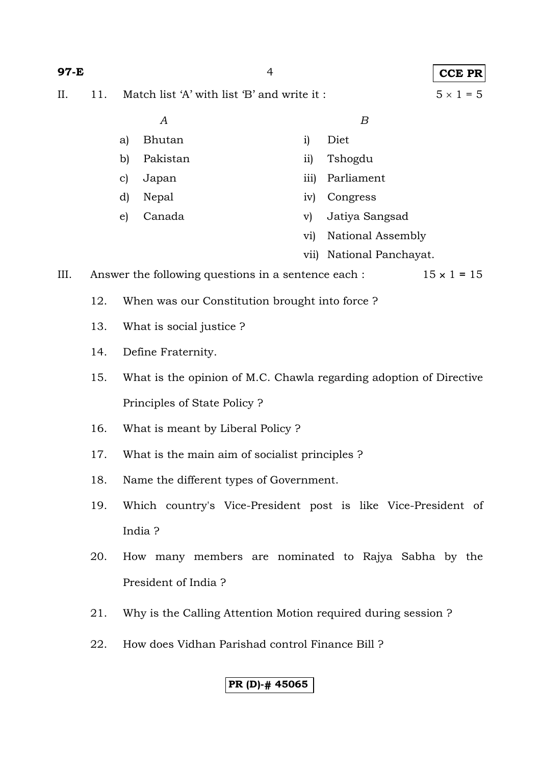II. 11. Match list 'A' with list 'B' and write it : $5 \times 1 = 5$

| | *A* | | *B* |
|---|---|---|---|
| a) | Bhutan | i) | Diet |
| b) | Pakistan | ii) | Tshogdu |
| c) | Japan | iii) | Parliament |
| d) | Nepal | iv) | Congress |
| e) | Canada | v) | Jatiya Sangsad |
| | | vi) | National Assembly |
| | | vii) | National Panchayat. |

III. Answer the following questions in a sentence each : $15 \times 1 = 15$

12. When was our Constitution brought into force ?

13. What is social justice ?

14. Define Fraternity.

15. What is the opinion of M.C. Chawla regarding adoption of Directive Principles of State Policy ?

16. What is meant by Liberal Policy ?

17. What is the main aim of socialist principles ?

18. Name the different types of Government.

19. Which country's Vice-President post is like Vice-President of India ?

20. How many members are nominated to Rajya Sabha by the President of India ?

21. Why is the Calling Attention Motion required during session ?

22. How does Vidhan Parishad control Finance Bill ?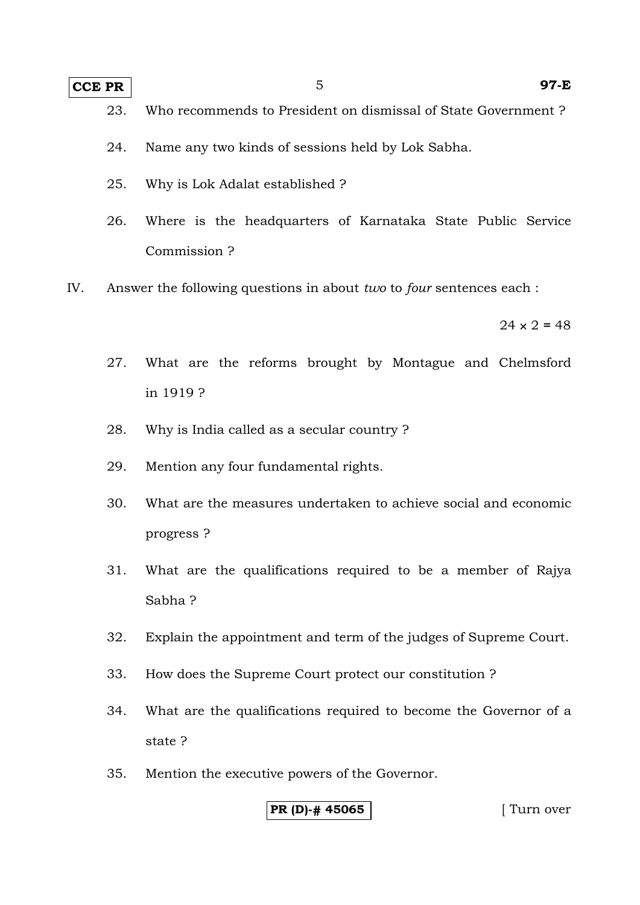23. Who recommends to President on dismissal of State Government ?

24. Name any two kinds of sessions held by Lok Sabha.

25. Why is Lok Adalat established ?

26. Where is the headquarters of Karnataka State Public Service Commission ?

IV. Answer the following questions in about *two* to *four* sentences each :

$24 \times 2 = 48$

27. What are the reforms brought by Montague and Chelmsford in 1919 ?

28. Why is India called as a secular country ?

29. Mention any four fundamental rights.

30. What are the measures undertaken to achieve social and economic progress ?

31. What are the qualifications required to be a member of Rajya Sabha ?

32. Explain the appointment and term of the judges of Supreme Court.

33. How does the Supreme Court protect our constitution ?

34. What are the qualifications required to become the Governor of a state ?

35. Mention the executive powers of the Governor.

[ Turn over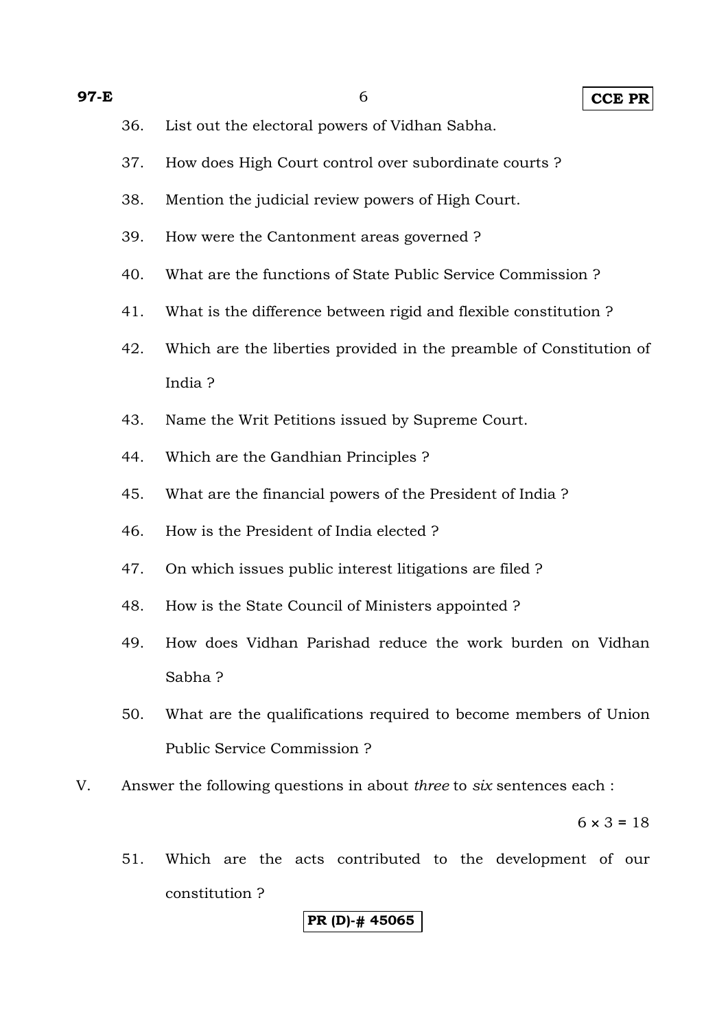36. List out the electoral powers of Vidhan Sabha.

37. How does High Court control over subordinate courts ?

38. Mention the judicial review powers of High Court.

39. How were the Cantonment areas governed ?

40. What are the functions of State Public Service Commission ?

41. What is the difference between rigid and flexible constitution ?

42. Which are the liberties provided in the preamble of Constitution of India ?

43. Name the Writ Petitions issued by Supreme Court.

44. Which are the Gandhian Principles ?

45. What are the financial powers of the President of India ?

46. How is the President of India elected ?

47. On which issues public interest litigations are filed ?

48. How is the State Council of Ministers appointed ?

49. How does Vidhan Parishad reduce the work burden on Vidhan Sabha ?

50. What are the qualifications required to become members of Union Public Service Commission ?

V. Answer the following questions in about *three* to *six* sentences each :

$6 \times 3 = 18$

51. Which are the acts contributed to the development of our constitution ?

**PR (D)-# 45065**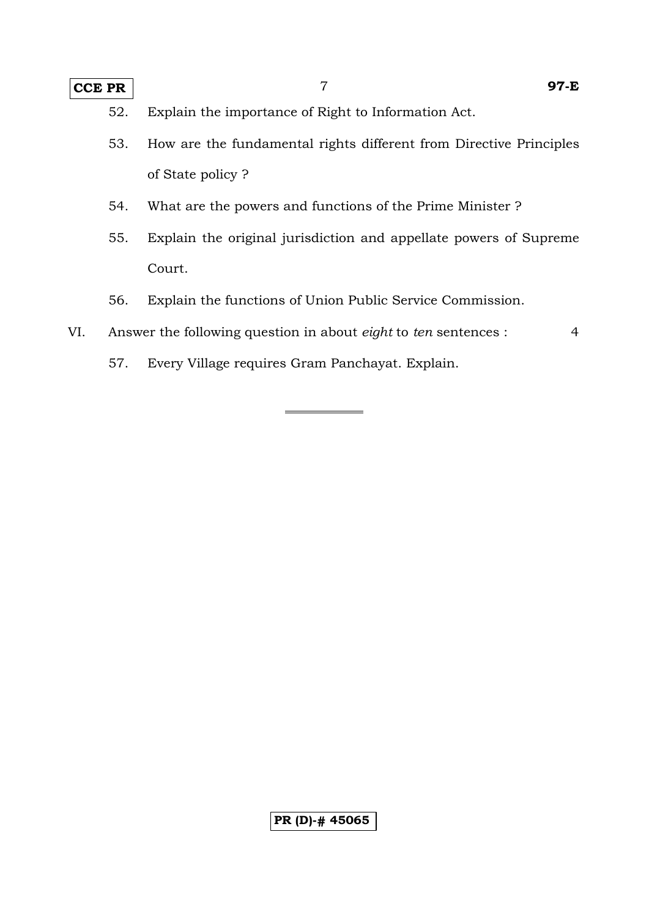52. Explain the importance of Right to Information Act.

53. How are the fundamental rights different from Directive Principles of State policy ?

54. What are the powers and functions of the Prime Minister ?

55. Explain the original jurisdiction and appellate powers of Supreme Court.

56. Explain the functions of Union Public Service Commission.

VI. Answer the following question in about *eight* to *ten* sentences : 4

57. Every Village requires Gram Panchayat. Explain.

PR (D)-# 45065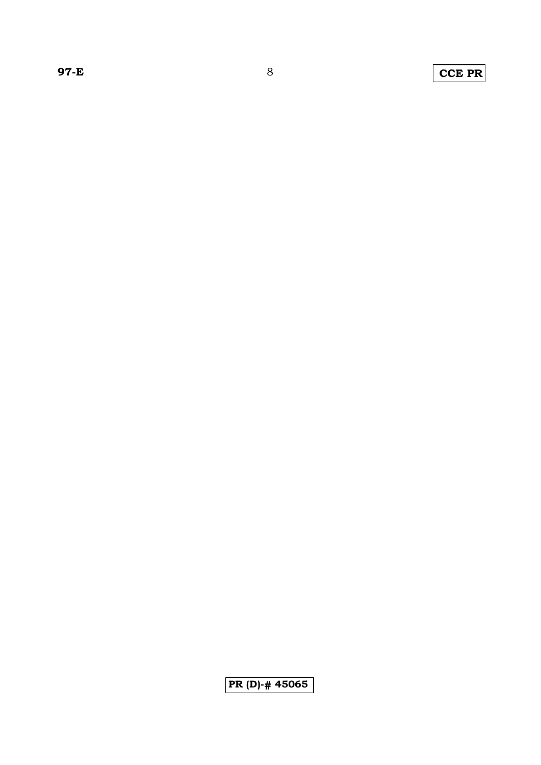PR (D)-# 45065